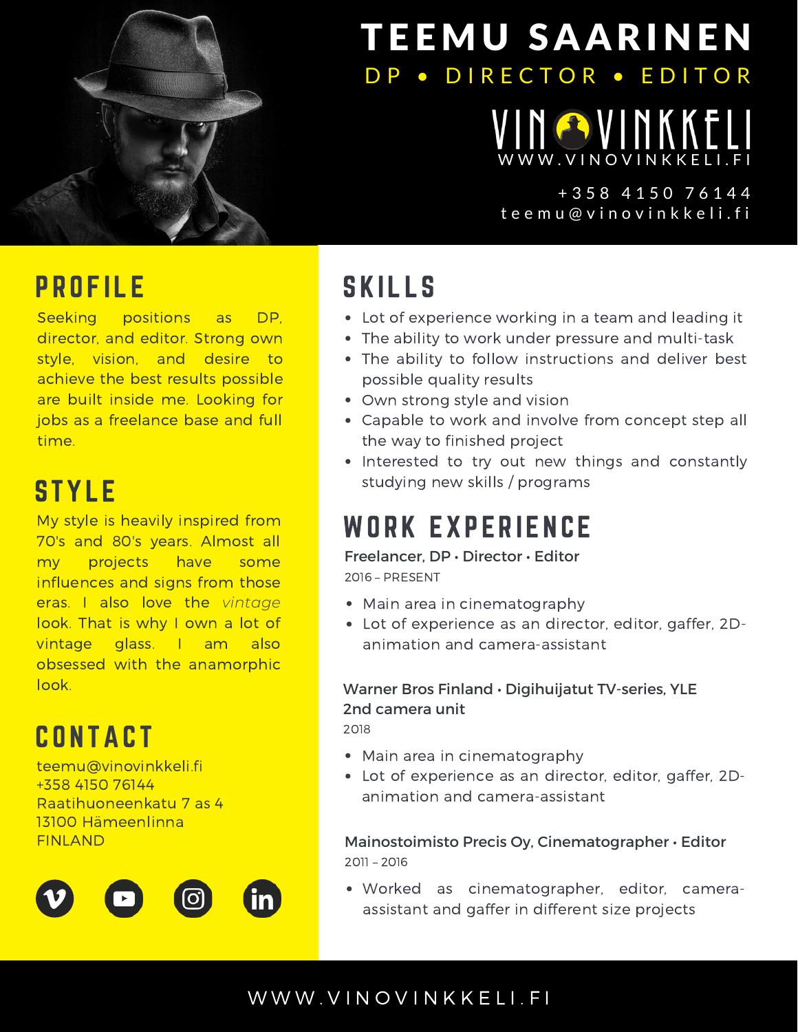# TEEMU SAARINEN

DP • DIRECTOR • EDITOR

VINOVINKKELI

WWW.VINOVINKKELI.FI

+358 4150 76144

teemu@vinovinkkeli.fi

## PROFILE

Seeking positions as DP, director, and editor. Strong own style, vision, and desire to achieve the best results possible are built inside me. Looking for jobs as a freelance base and full time.

## STYLE

My style is heavily inspired from 70's and 80's years. Almost all my projects have some influences and signs from those eras. I also love the *vintage* look. That is why I own a lot of vintage glass. I am also obsessed with the anamorphic look.

## CONTACT

teemu@vinovinkkeli.fi
+358 4150 76144
Raatihuoneenkatu 7 as 4
13100 Hämeenlinna
FINLAND

## SKILLS

- Lot of experience working in a team and leading it
- The ability to work under pressure and multi-task
- The ability to follow instructions and deliver best possible quality results
- Own strong style and vision
- Capable to work and involve from concept step all the way to finished project
- Interested to try out new things and constantly studying new skills / programs

## WORK EXPERIENCE

**Freelancer, DP • Director • Editor**
2016 – PRESENT

- Main area in cinematography
- Lot of experience as an director, editor, gaffer, 2D-animation and camera-assistant

**Warner Bros Finland • Digihuijatut TV-series, YLE 2nd camera unit**
2018

- Main area in cinematography
- Lot of experience as an director, editor, gaffer, 2D-animation and camera-assistant

**Mainostoimisto Precis Oy, Cinematographer • Editor**
2011 – 2016

- Worked as cinematographer, editor, camera-assistant and gaffer in different size projects

WWW.VINOVINKKELI.FI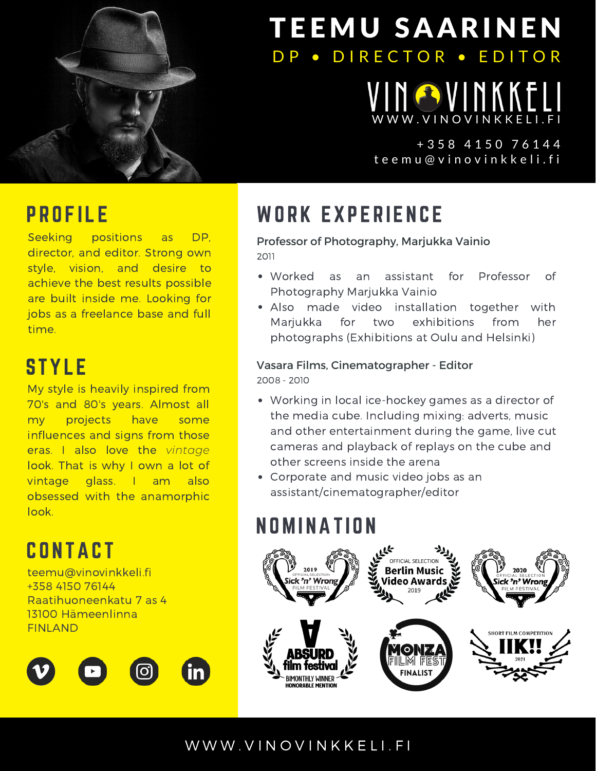# TEEMU SAARINEN

DP • DIRECTOR • EDITOR

VINOVINKKELI
WWW.VINOVINKKELI.FI

+358 4150 76144
teemu@vinovinkkeli.fi

## PROFILE

Seeking positions as DP, director, and editor. Strong own style, vision, and desire to achieve the best results possible are built inside me. Looking for jobs as a freelance base and full time.

## STYLE

My style is heavily inspired from 70's and 80's years. Almost all my projects have some influences and signs from those eras. I also love the *vintage* look. That is why I own a lot of vintage glass. I am also obsessed with the anamorphic look.

## CONTACT

teemu@vinovinkkeli.fi
+358 4150 76144
Raatihuoneenkatu 7 as 4
13100 Hämeenlinna
FINLAND

## WORK EXPERIENCE

**Professor of Photography, Marjukka Vainio**
2011

- Worked as an assistant for Professor of Photography Marjukka Vainio
- Also made video installation together with Marjukka for two exhibitions from her photographs (Exhibitions at Oulu and Helsinki)

**Vasara Films, Cinematographer - Editor**
2008 - 2010

- Working in local ice-hockey games as a director of the media cube. Including mixing: adverts, music and other entertainment during the game, live cut cameras and playback of replays on the cube and other screens inside the arena
- Corporate and music video jobs as an assistant/cinematographer/editor

## NOMINATION

- 2019 Official Selection, Sick 'n' Wrong Film Festival
- Official Selection, Berlin Music Video Awards 2019
- 2020 Official Selection, Sick 'n' Wrong Film Festival
- Absurd Film Festival, Bimonthly Winner, Honorable Mention
- Monza Film Fest, Finalist
- Short Film Competition IIK!! 2021

WWW.VINOVINKKELI.FI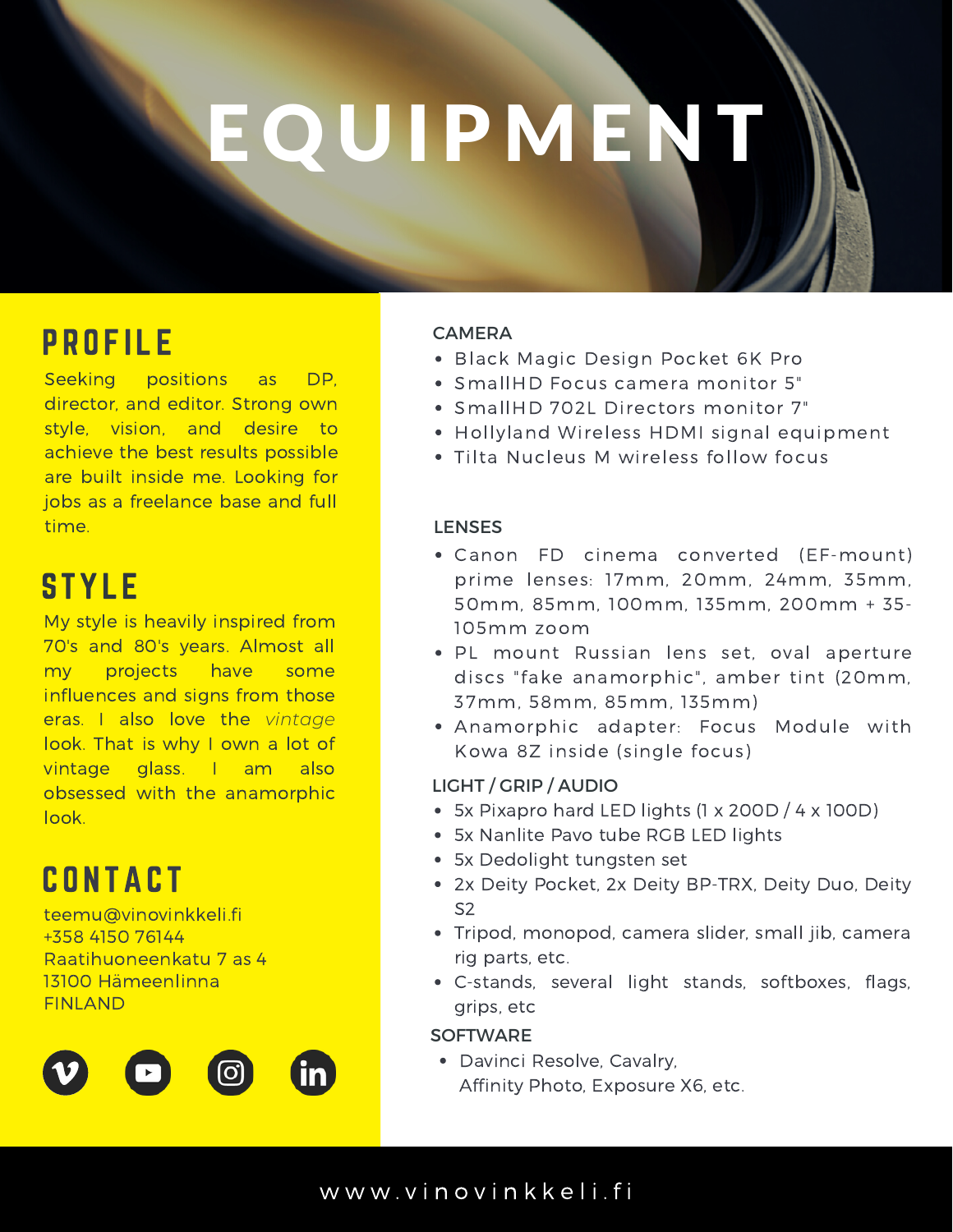# EQUIPMENT

## PROFILE

Seeking positions as DP, director, and editor. Strong own style, vision, and desire to achieve the best results possible are built inside me. Looking for jobs as a freelance base and full time.

## STYLE

My style is heavily inspired from 70's and 80's years. Almost all my projects have some influences and signs from those eras. I also love the *vintage* look. That is why I own a lot of vintage glass. I am also obsessed with the anamorphic look.

## CONTACT

teemu@vinovinkkeli.fi
+358 4150 76144
Raatihuoneenkatu 7 as 4
13100 Hämeenlinna
FINLAND

### CAMERA

- Black Magic Design Pocket 6K Pro
- SmallHD Focus camera monitor 5"
- SmallHD 702L Directors monitor 7"
- Hollyland Wireless HDMI signal equipment
- Tilta Nucleus M wireless follow focus

### LENSES

- Canon FD cinema converted (EF-mount) prime lenses: 17mm, 20mm, 24mm, 35mm, 50mm, 85mm, 100mm, 135mm, 200mm + 35-105mm zoom
- PL mount Russian lens set, oval aperture discs "fake anamorphic", amber tint (20mm, 37mm, 58mm, 85mm, 135mm)
- Anamorphic adapter: Focus Module with Kowa 8Z inside (single focus)

### LIGHT / GRIP / AUDIO

- 5x Pixapro hard LED lights (1 x 200D / 4 x 100D)
- 5x Nanlite Pavo tube RGB LED lights
- 5x Dedolight tungsten set
- 2x Deity Pocket, 2x Deity BP-TRX, Deity Duo, Deity S2
- Tripod, monopod, camera slider, small jib, camera rig parts, etc.
- C-stands, several light stands, softboxes, flags, grips, etc

### SOFTWARE

- Davinci Resolve, Cavalry, Affinity Photo, Exposure X6, etc.

www.vinovinkkeli.fi